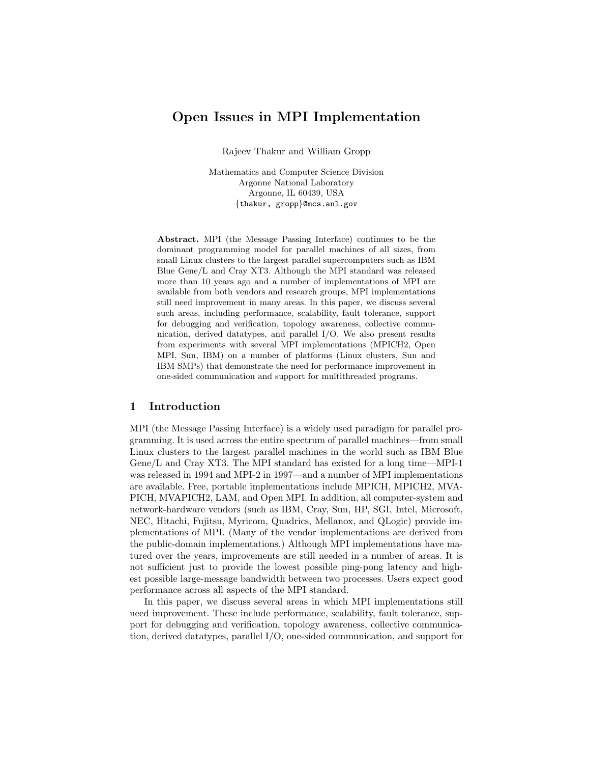# Open Issues in MPI Implementation

Rajeev Thakur and William Gropp

Mathematics and Computer Science Division
Argonne National Laboratory
Argonne, IL 60439, USA
{thakur, gropp}@mcs.anl.gov

**Abstract.** MPI (the Message Passing Interface) continues to be the dominant programming model for parallel machines of all sizes, from small Linux clusters to the largest parallel supercomputers such as IBM Blue Gene/L and Cray XT3. Although the MPI standard was released more than 10 years ago and a number of implementations of MPI are available from both vendors and research groups, MPI implementations still need improvement in many areas. In this paper, we discuss several such areas, including performance, scalability, fault tolerance, support for debugging and verification, topology awareness, collective communication, derived datatypes, and parallel I/O. We also present results from experiments with several MPI implementations (MPICH2, Open MPI, Sun, IBM) on a number of platforms (Linux clusters, Sun and IBM SMPs) that demonstrate the need for performance improvement in one-sided communication and support for multithreaded programs.

## 1 Introduction

MPI (the Message Passing Interface) is a widely used paradigm for parallel programming. It is used across the entire spectrum of parallel machines—from small Linux clusters to the largest parallel machines in the world such as IBM Blue Gene/L and Cray XT3. The MPI standard has existed for a long time—MPI-1 was released in 1994 and MPI-2 in 1997—and a number of MPI implementations are available. Free, portable implementations include MPICH, MPICH2, MVAPICH, MVAPICH2, LAM, and Open MPI. In addition, all computer-system and network-hardware vendors (such as IBM, Cray, Sun, HP, SGI, Intel, Microsoft, NEC, Hitachi, Fujitsu, Myricom, Quadrics, Mellanox, and QLogic) provide implementations of MPI. (Many of the vendor implementations are derived from the public-domain implementations.) Although MPI implementations have matured over the years, improvements are still needed in a number of areas. It is not sufficient just to provide the lowest possible ping-pong latency and highest possible large-message bandwidth between two processes. Users expect good performance across all aspects of the MPI standard.

In this paper, we discuss several areas in which MPI implementations still need improvement. These include performance, scalability, fault tolerance, support for debugging and verification, topology awareness, collective communication, derived datatypes, parallel I/O, one-sided communication, and support for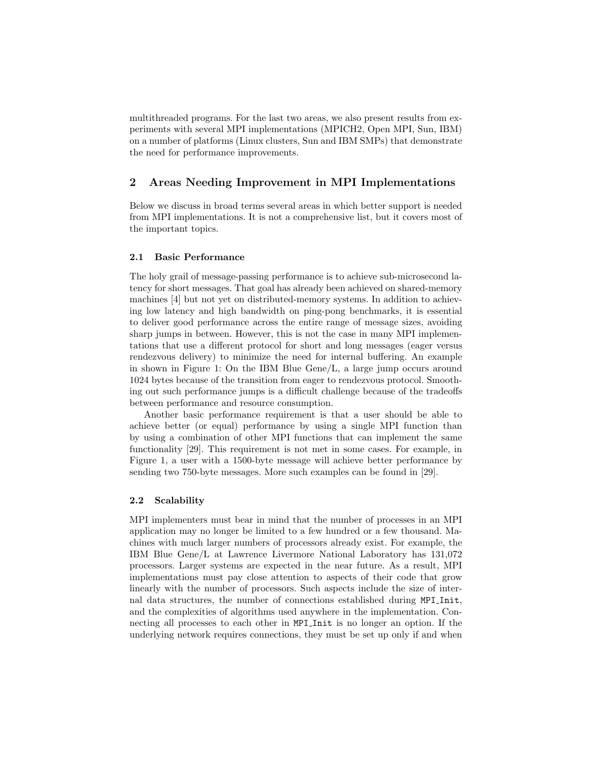multithreaded programs. For the last two areas, we also present results from experiments with several MPI implementations (MPICH2, Open MPI, Sun, IBM) on a number of platforms (Linux clusters, Sun and IBM SMPs) that demonstrate the need for performance improvements.

## 2 Areas Needing Improvement in MPI Implementations

Below we discuss in broad terms several areas in which better support is needed from MPI implementations. It is not a comprehensive list, but it covers most of the important topics.

### 2.1 Basic Performance

The holy grail of message-passing performance is to achieve sub-microsecond latency for short messages. That goal has already been achieved on shared-memory machines [4] but not yet on distributed-memory systems. In addition to achieving low latency and high bandwidth on ping-pong benchmarks, it is essential to deliver good performance across the entire range of message sizes, avoiding sharp jumps in between. However, this is not the case in many MPI implementations that use a different protocol for short and long messages (eager versus rendezvous delivery) to minimize the need for internal buffering. An example in shown in Figure 1: On the IBM Blue Gene/L, a large jump occurs around 1024 bytes because of the transition from eager to rendezvous protocol. Smoothing out such performance jumps is a difficult challenge because of the tradeoffs between performance and resource consumption.

Another basic performance requirement is that a user should be able to achieve better (or equal) performance by using a single MPI function than by using a combination of other MPI functions that can implement the same functionality [29]. This requirement is not met in some cases. For example, in Figure 1, a user with a 1500-byte message will achieve better performance by sending two 750-byte messages. More such examples can be found in [29].

### 2.2 Scalability

MPI implementers must bear in mind that the number of processes in an MPI application may no longer be limited to a few hundred or a few thousand. Machines with much larger numbers of processors already exist. For example, the IBM Blue Gene/L at Lawrence Livermore National Laboratory has 131,072 processors. Larger systems are expected in the near future. As a result, MPI implementations must pay close attention to aspects of their code that grow linearly with the number of processors. Such aspects include the size of internal data structures, the number of connections established during `MPI_Init`, and the complexities of algorithms used anywhere in the implementation. Connecting all processes to each other in `MPI_Init` is no longer an option. If the underlying network requires connections, they must be set up only if and when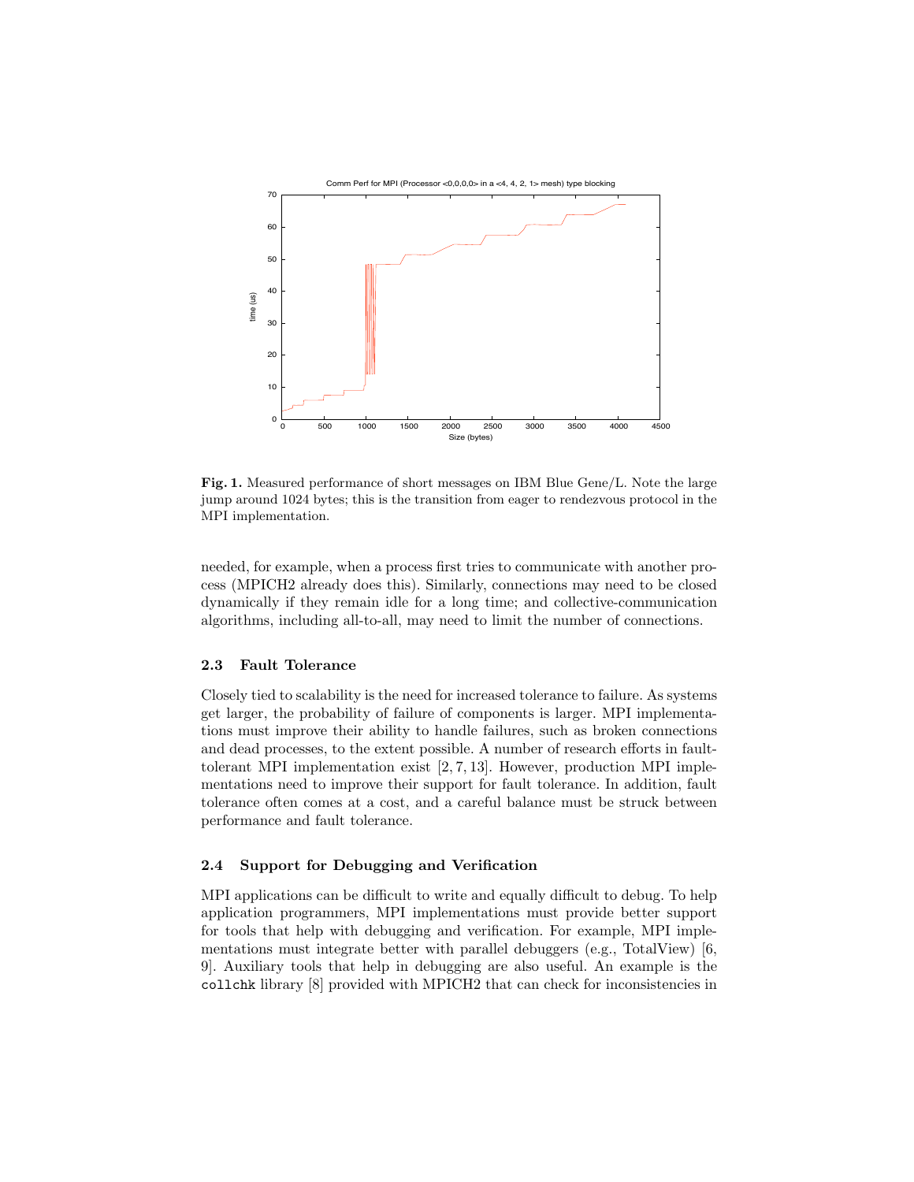**Fig. 1.** Measured performance of short messages on IBM Blue Gene/L. Note the large jump around 1024 bytes; this is the transition from eager to rendezvous protocol in the MPI implementation.

needed, for example, when a process first tries to communicate with another process (MPICH2 already does this). Similarly, connections may need to be closed dynamically if they remain idle for a long time; and collective-communication algorithms, including all-to-all, may need to limit the number of connections.

### 2.3 Fault Tolerance

Closely tied to scalability is the need for increased tolerance to failure. As systems get larger, the probability of failure of components is larger. MPI implementations must improve their ability to handle failures, such as broken connections and dead processes, to the extent possible. A number of research efforts in fault-tolerant MPI implementation exist [2, 7, 13]. However, production MPI implementations need to improve their support for fault tolerance. In addition, fault tolerance often comes at a cost, and a careful balance must be struck between performance and fault tolerance.

### 2.4 Support for Debugging and Verification

MPI applications can be difficult to write and equally difficult to debug. To help application programmers, MPI implementations must provide better support for tools that help with debugging and verification. For example, MPI implementations must integrate better with parallel debuggers (e.g., TotalView) [6, 9]. Auxiliary tools that help in debugging are also useful. An example is the `collchk` library [8] provided with MPICH2 that can check for inconsistencies in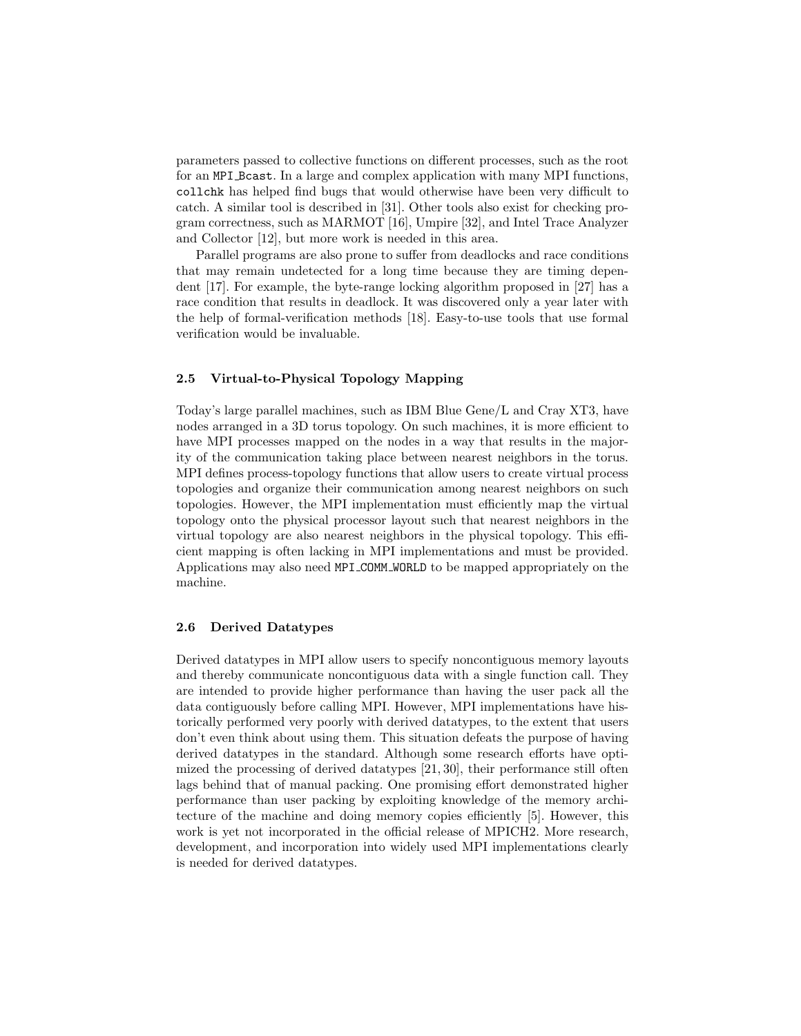parameters passed to collective functions on different processes, such as the root for an `MPI_Bcast`. In a large and complex application with many MPI functions, `collchk` has helped find bugs that would otherwise have been very difficult to catch. A similar tool is described in [31]. Other tools also exist for checking program correctness, such as MARMOT [16], Umpire [32], and Intel Trace Analyzer and Collector [12], but more work is needed in this area.

Parallel programs are also prone to suffer from deadlocks and race conditions that may remain undetected for a long time because they are timing dependent [17]. For example, the byte-range locking algorithm proposed in [27] has a race condition that results in deadlock. It was discovered only a year later with the help of formal-verification methods [18]. Easy-to-use tools that use formal verification would be invaluable.

### 2.5 Virtual-to-Physical Topology Mapping

Today's large parallel machines, such as IBM Blue Gene/L and Cray XT3, have nodes arranged in a 3D torus topology. On such machines, it is more efficient to have MPI processes mapped on the nodes in a way that results in the majority of the communication taking place between nearest neighbors in the torus. MPI defines process-topology functions that allow users to create virtual process topologies and organize their communication among nearest neighbors on such topologies. However, the MPI implementation must efficiently map the virtual topology onto the physical processor layout such that nearest neighbors in the virtual topology are also nearest neighbors in the physical topology. This efficient mapping is often lacking in MPI implementations and must be provided. Applications may also need `MPI_COMM_WORLD` to be mapped appropriately on the machine.

### 2.6 Derived Datatypes

Derived datatypes in MPI allow users to specify noncontiguous memory layouts and thereby communicate noncontiguous data with a single function call. They are intended to provide higher performance than having the user pack all the data contiguously before calling MPI. However, MPI implementations have historically performed very poorly with derived datatypes, to the extent that users don't even think about using them. This situation defeats the purpose of having derived datatypes in the standard. Although some research efforts have optimized the processing of derived datatypes [21, 30], their performance still often lags behind that of manual packing. One promising effort demonstrated higher performance than user packing by exploiting knowledge of the memory architecture of the machine and doing memory copies efficiently [5]. However, this work is yet not incorporated in the official release of MPICH2. More research, development, and incorporation into widely used MPI implementations clearly is needed for derived datatypes.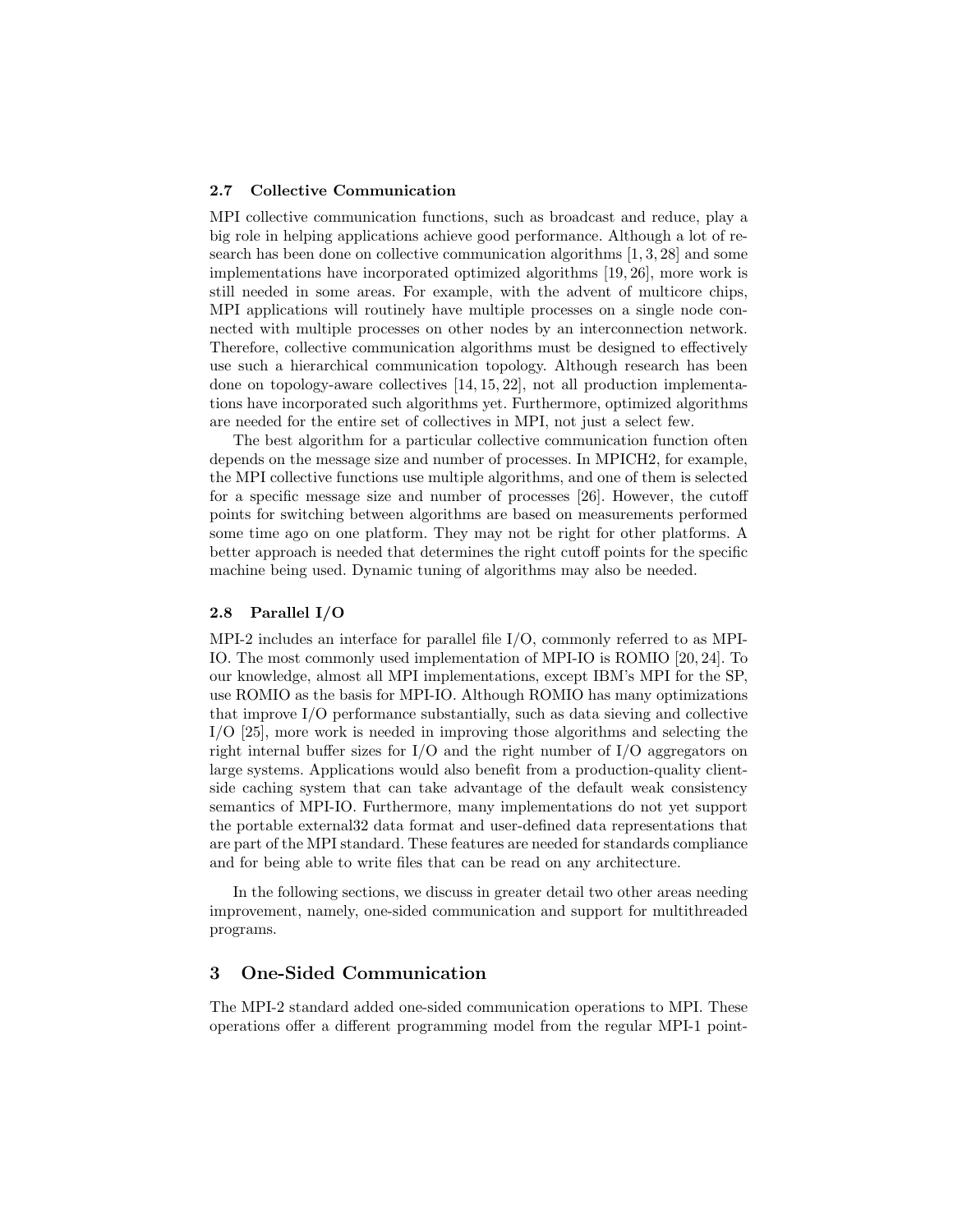### 2.7 Collective Communication

MPI collective communication functions, such as broadcast and reduce, play a big role in helping applications achieve good performance. Although a lot of research has been done on collective communication algorithms [1, 3, 28] and some implementations have incorporated optimized algorithms [19, 26], more work is still needed in some areas. For example, with the advent of multicore chips, MPI applications will routinely have multiple processes on a single node connected with multiple processes on other nodes by an interconnection network. Therefore, collective communication algorithms must be designed to effectively use such a hierarchical communication topology. Although research has been done on topology-aware collectives [14, 15, 22], not all production implementations have incorporated such algorithms yet. Furthermore, optimized algorithms are needed for the entire set of collectives in MPI, not just a select few.

The best algorithm for a particular collective communication function often depends on the message size and number of processes. In MPICH2, for example, the MPI collective functions use multiple algorithms, and one of them is selected for a specific message size and number of processes [26]. However, the cutoff points for switching between algorithms are based on measurements performed some time ago on one platform. They may not be right for other platforms. A better approach is needed that determines the right cutoff points for the specific machine being used. Dynamic tuning of algorithms may also be needed.

### 2.8 Parallel I/O

MPI-2 includes an interface for parallel file I/O, commonly referred to as MPI-IO. The most commonly used implementation of MPI-IO is ROMIO [20, 24]. To our knowledge, almost all MPI implementations, except IBM's MPI for the SP, use ROMIO as the basis for MPI-IO. Although ROMIO has many optimizations that improve I/O performance substantially, such as data sieving and collective I/O [25], more work is needed in improving those algorithms and selecting the right internal buffer sizes for I/O and the right number of I/O aggregators on large systems. Applications would also benefit from a production-quality client-side caching system that can take advantage of the default weak consistency semantics of MPI-IO. Furthermore, many implementations do not yet support the portable external32 data format and user-defined data representations that are part of the MPI standard. These features are needed for standards compliance and for being able to write files that can be read on any architecture.

In the following sections, we discuss in greater detail two other areas needing improvement, namely, one-sided communication and support for multithreaded programs.

## 3 One-Sided Communication

The MPI-2 standard added one-sided communication operations to MPI. These operations offer a different programming model from the regular MPI-1 point-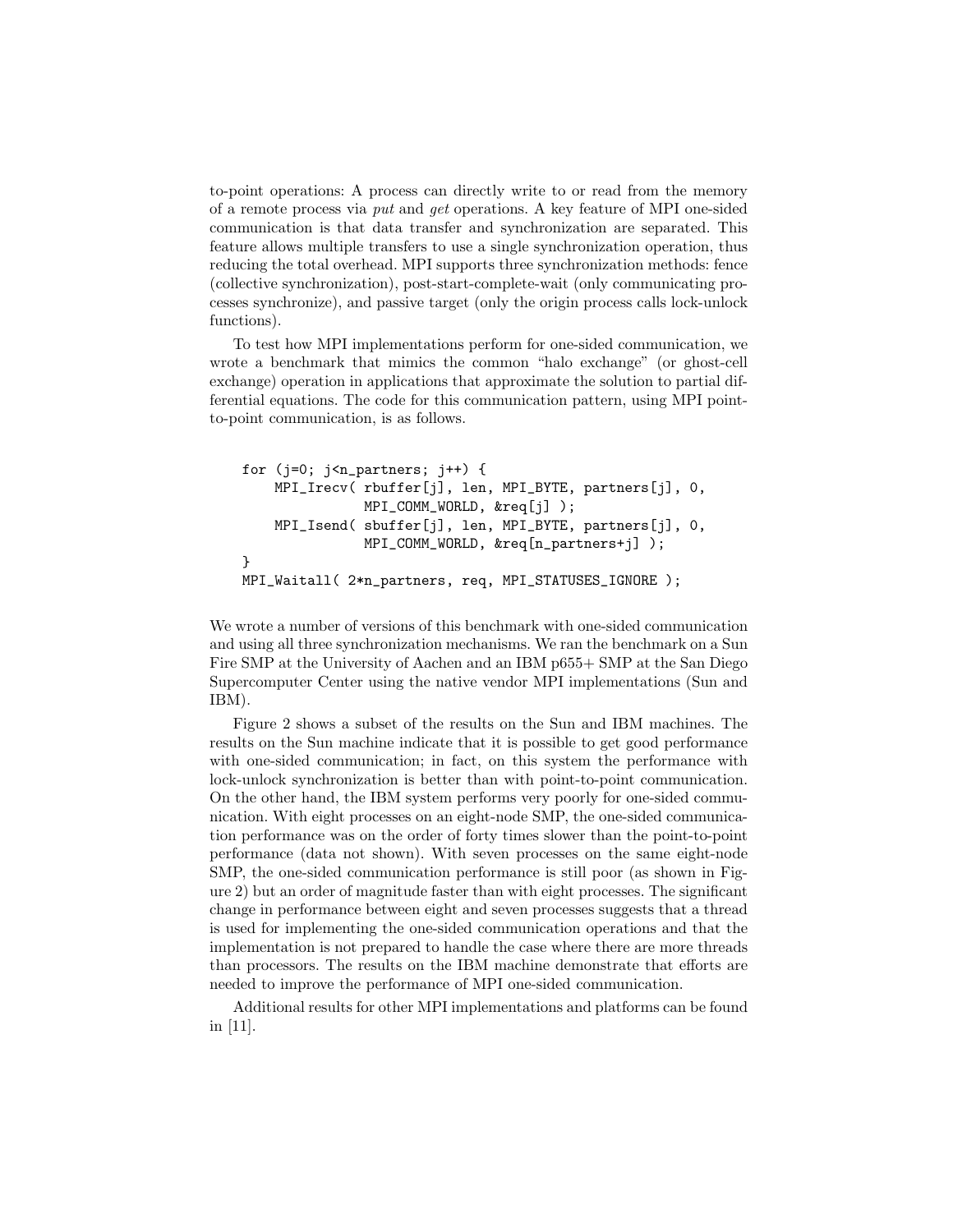to-point operations: A process can directly write to or read from the memory of a remote process via *put* and *get* operations. A key feature of MPI one-sided communication is that data transfer and synchronization are separated. This feature allows multiple transfers to use a single synchronization operation, thus reducing the total overhead. MPI supports three synchronization methods: fence (collective synchronization), post-start-complete-wait (only communicating processes synchronize), and passive target (only the origin process calls lock-unlock functions).

To test how MPI implementations perform for one-sided communication, we wrote a benchmark that mimics the common "halo exchange" (or ghost-cell exchange) operation in applications that approximate the solution to partial differential equations. The code for this communication pattern, using MPI point-to-point communication, is as follows.

```
for (j=0; j<n_partners; j++) {
    MPI_Irecv( rbuffer[j], len, MPI_BYTE, partners[j], 0,
               MPI_COMM_WORLD, &req[j] );
    MPI_Isend( sbuffer[j], len, MPI_BYTE, partners[j], 0,
               MPI_COMM_WORLD, &req[n_partners+j] );
}
MPI_Waitall( 2*n_partners, req, MPI_STATUSES_IGNORE );
```

We wrote a number of versions of this benchmark with one-sided communication and using all three synchronization mechanisms. We ran the benchmark on a Sun Fire SMP at the University of Aachen and an IBM p655+ SMP at the San Diego Supercomputer Center using the native vendor MPI implementations (Sun and IBM).

Figure 2 shows a subset of the results on the Sun and IBM machines. The results on the Sun machine indicate that it is possible to get good performance with one-sided communication; in fact, on this system the performance with lock-unlock synchronization is better than with point-to-point communication. On the other hand, the IBM system performs very poorly for one-sided communication. With eight processes on an eight-node SMP, the one-sided communication performance was on the order of forty times slower than the point-to-point performance (data not shown). With seven processes on the same eight-node SMP, the one-sided communication performance is still poor (as shown in Figure 2) but an order of magnitude faster than with eight processes. The significant change in performance between eight and seven processes suggests that a thread is used for implementing the one-sided communication operations and that the implementation is not prepared to handle the case where there are more threads than processors. The results on the IBM machine demonstrate that efforts are needed to improve the performance of MPI one-sided communication.

Additional results for other MPI implementations and platforms can be found in [11].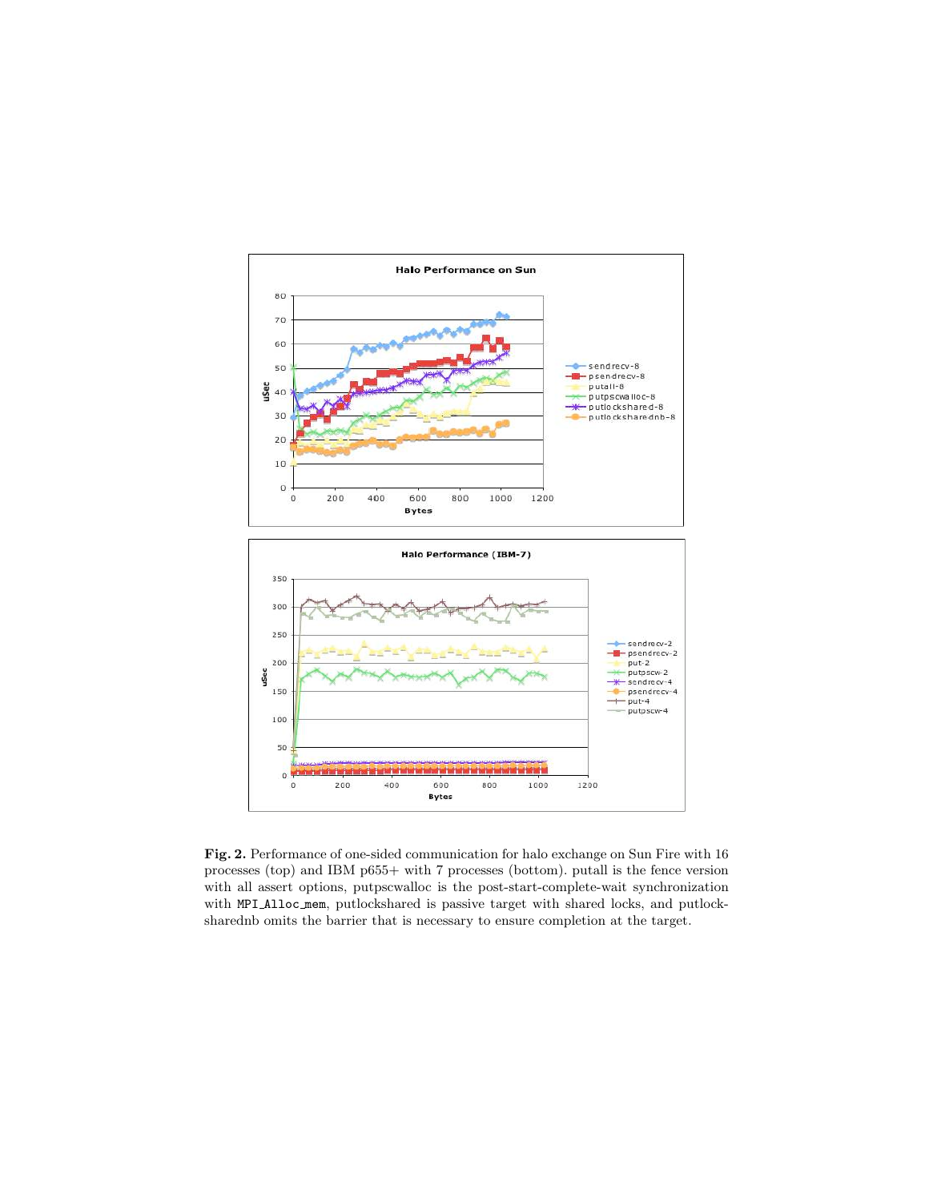**Fig. 2.** Performance of one-sided communication for halo exchange on Sun Fire with 16 processes (top) and IBM p655+ with 7 processes (bottom). putall is the fence version with all assert options, putpscwalloc is the post-start-complete-wait synchronization with `MPI_Alloc_mem`, putlockshared is passive target with shared locks, and putlocksharednb omits the barrier that is necessary to ensure completion at the target.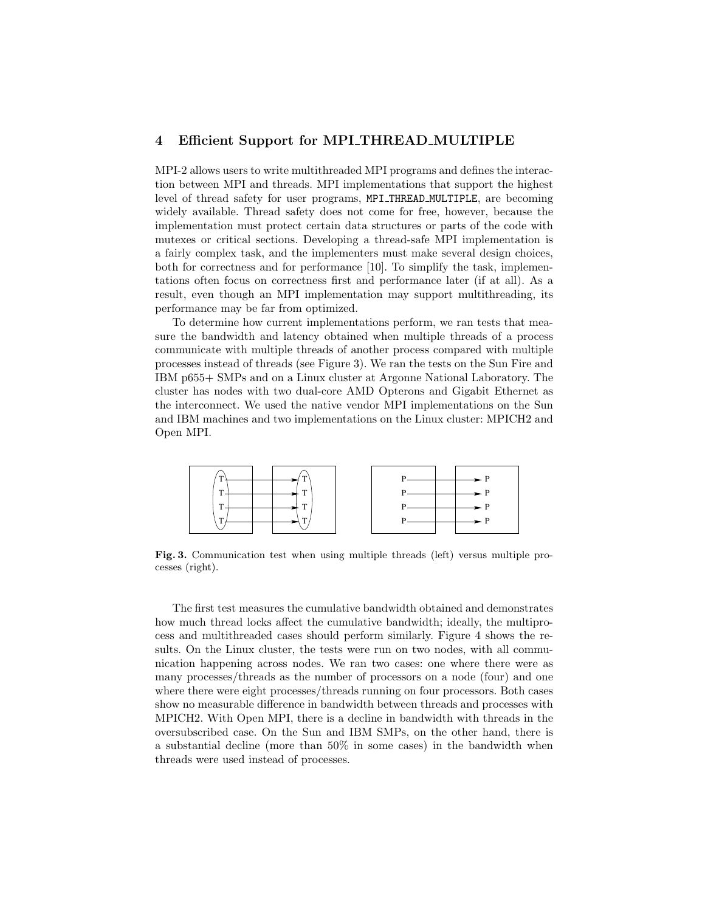## 4 Efficient Support for MPI_THREAD_MULTIPLE

MPI-2 allows users to write multithreaded MPI programs and defines the interaction between MPI and threads. MPI implementations that support the highest level of thread safety for user programs, MPI_THREAD_MULTIPLE, are becoming widely available. Thread safety does not come for free, however, because the implementation must protect certain data structures or parts of the code with mutexes or critical sections. Developing a thread-safe MPI implementation is a fairly complex task, and the implementers must make several design choices, both for correctness and for performance [10]. To simplify the task, implementations often focus on correctness first and performance later (if at all). As a result, even though an MPI implementation may support multithreading, its performance may be far from optimized.

To determine how current implementations perform, we ran tests that measure the bandwidth and latency obtained when multiple threads of a process communicate with multiple threads of another process compared with multiple processes instead of threads (see Figure 3). We ran the tests on the Sun Fire and IBM p655+ SMPs and on a Linux cluster at Argonne National Laboratory. The cluster has nodes with two dual-core AMD Opterons and Gigabit Ethernet as the interconnect. We used the native vendor MPI implementations on the Sun and IBM machines and two implementations on the Linux cluster: MPICH2 and Open MPI.

**Fig. 3.** Communication test when using multiple threads (left) versus multiple processes (right).

The first test measures the cumulative bandwidth obtained and demonstrates how much thread locks affect the cumulative bandwidth; ideally, the multiprocess and multithreaded cases should perform similarly. Figure 4 shows the results. On the Linux cluster, the tests were run on two nodes, with all communication happening across nodes. We ran two cases: one where there were as many processes/threads as the number of processors on a node (four) and one where there were eight processes/threads running on four processors. Both cases show no measurable difference in bandwidth between threads and processes with MPICH2. With Open MPI, there is a decline in bandwidth with threads in the oversubscribed case. On the Sun and IBM SMPs, on the other hand, there is a substantial decline (more than 50% in some cases) in the bandwidth when threads were used instead of processes.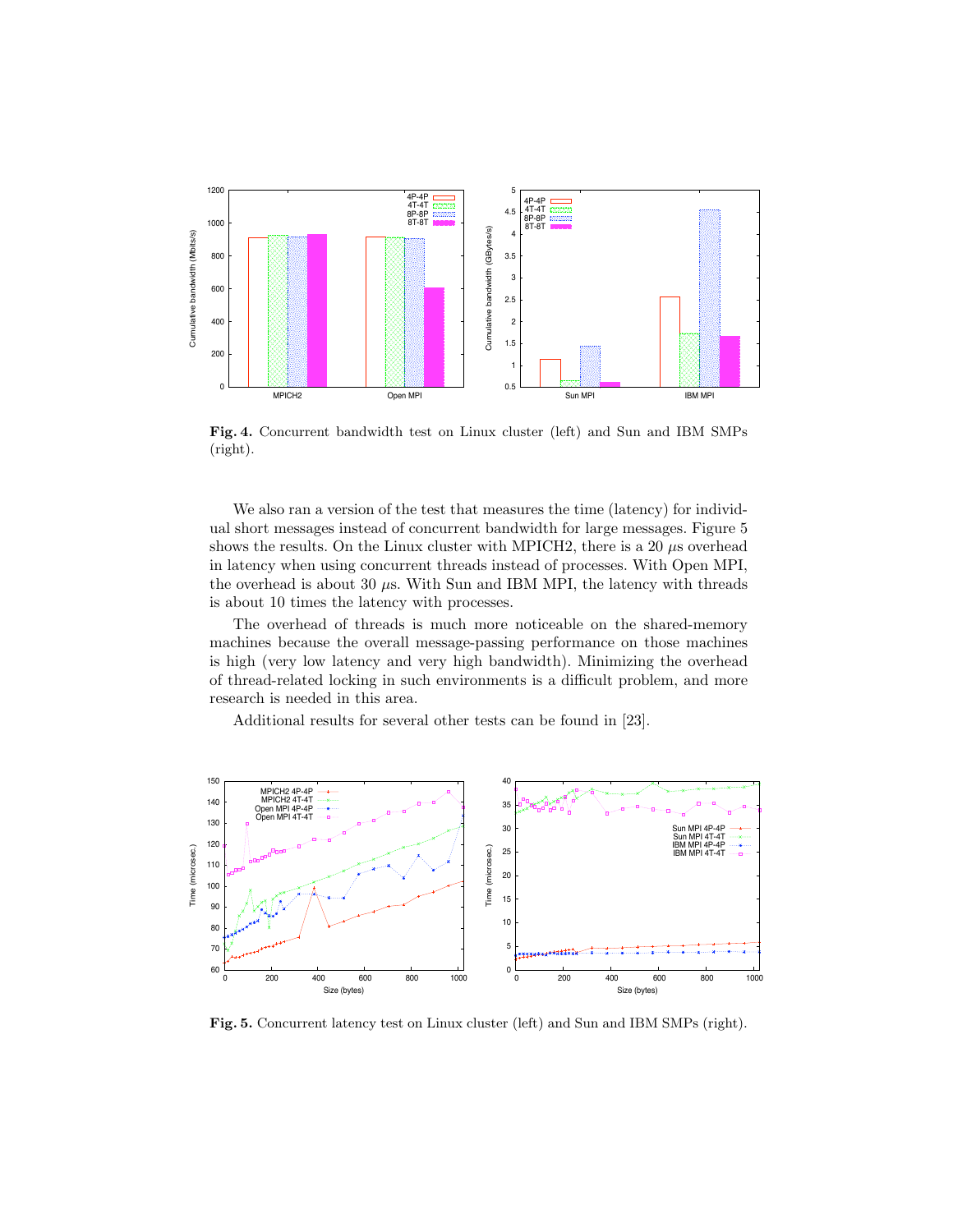**Fig. 4.** Concurrent bandwidth test on Linux cluster (left) and Sun and IBM SMPs (right).

We also ran a version of the test that measures the time (latency) for individual short messages instead of concurrent bandwidth for large messages. Figure 5 shows the results. On the Linux cluster with MPICH2, there is a 20 $\mu$s overhead in latency when using concurrent threads instead of processes. With Open MPI, the overhead is about 30 $\mu$s. With Sun and IBM MPI, the latency with threads is about 10 times the latency with processes.

The overhead of threads is much more noticeable on the shared-memory machines because the overall message-passing performance on those machines is high (very low latency and very high bandwidth). Minimizing the overhead of thread-related locking in such environments is a difficult problem, and more research is needed in this area.

Additional results for several other tests can be found in [23].

**Fig. 5.** Concurrent latency test on Linux cluster (left) and Sun and IBM SMPs (right).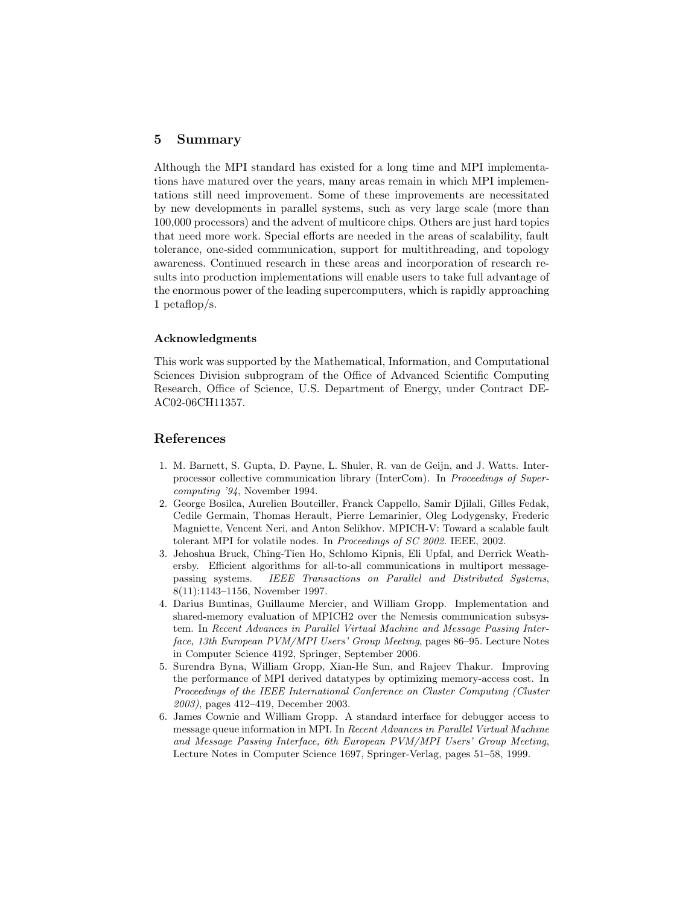## 5 Summary

Although the MPI standard has existed for a long time and MPI implementations have matured over the years, many areas remain in which MPI implementations still need improvement. Some of these improvements are necessitated by new developments in parallel systems, such as very large scale (more than 100,000 processors) and the advent of multicore chips. Others are just hard topics that need more work. Special efforts are needed in the areas of scalability, fault tolerance, one-sided communication, support for multithreading, and topology awareness. Continued research in these areas and incorporation of research results into production implementations will enable users to take full advantage of the enormous power of the leading supercomputers, which is rapidly approaching 1 petaflop/s.

### Acknowledgments

This work was supported by the Mathematical, Information, and Computational Sciences Division subprogram of the Office of Advanced Scientific Computing Research, Office of Science, U.S. Department of Energy, under Contract DE-AC02-06CH11357.

## References

1. M. Barnett, S. Gupta, D. Payne, L. Shuler, R. van de Geijn, and J. Watts. Interprocessor collective communication library (InterCom). In *Proceedings of Supercomputing '94*, November 1994.
2. George Bosilca, Aurelien Bouteiller, Franck Cappello, Samir Djilali, Gilles Fedak, Cedile Germain, Thomas Herault, Pierre Lemarinier, Oleg Lodygensky, Frederic Magniette, Vencent Neri, and Anton Selikhov. MPICH-V: Toward a scalable fault tolerant MPI for volatile nodes. In *Proceedings of SC 2002*. IEEE, 2002.
3. Jehoshua Bruck, Ching-Tien Ho, Schlomo Kipnis, Eli Upfal, and Derrick Weathersby. Efficient algorithms for all-to-all communications in multiport message-passing systems. *IEEE Transactions on Parallel and Distributed Systems*, 8(11):1143–1156, November 1997.
4. Darius Buntinas, Guillaume Mercier, and William Gropp. Implementation and shared-memory evaluation of MPICH2 over the Nemesis communication subsystem. In *Recent Advances in Parallel Virtual Machine and Message Passing Interface, 13th European PVM/MPI Users' Group Meeting*, pages 86–95. Lecture Notes in Computer Science 4192, Springer, September 2006.
5. Surendra Byna, William Gropp, Xian-He Sun, and Rajeev Thakur. Improving the performance of MPI derived datatypes by optimizing memory-access cost. In *Proceedings of the IEEE International Conference on Cluster Computing (Cluster 2003)*, pages 412–419, December 2003.
6. James Cownie and William Gropp. A standard interface for debugger access to message queue information in MPI. In *Recent Advances in Parallel Virtual Machine and Message Passing Interface, 6th European PVM/MPI Users' Group Meeting*, Lecture Notes in Computer Science 1697, Springer-Verlag, pages 51–58, 1999.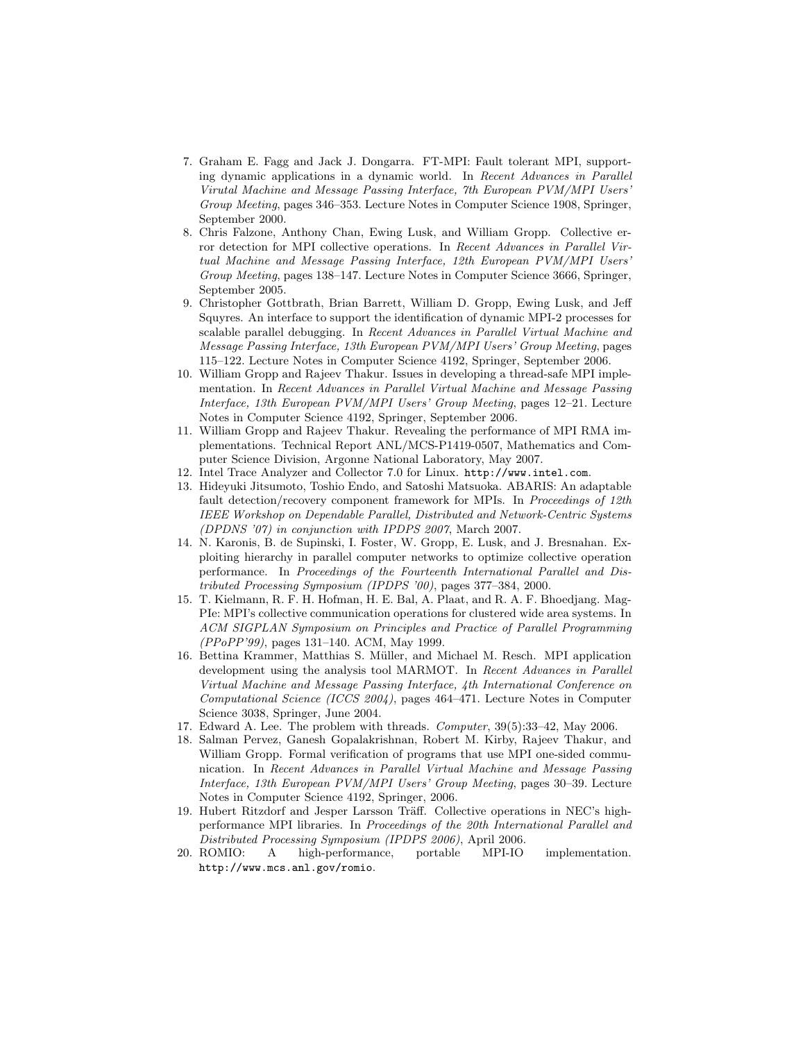7. Graham E. Fagg and Jack J. Dongarra. FT-MPI: Fault tolerant MPI, supporting dynamic applications in a dynamic world. In *Recent Advances in Parallel Virutal Machine and Message Passing Interface, 7th European PVM/MPI Users' Group Meeting*, pages 346–353. Lecture Notes in Computer Science 1908, Springer, September 2000.
8. Chris Falzone, Anthony Chan, Ewing Lusk, and William Gropp. Collective error detection for MPI collective operations. In *Recent Advances in Parallel Virtual Machine and Message Passing Interface, 12th European PVM/MPI Users' Group Meeting*, pages 138–147. Lecture Notes in Computer Science 3666, Springer, September 2005.
9. Christopher Gottbrath, Brian Barrett, William D. Gropp, Ewing Lusk, and Jeff Squyres. An interface to support the identification of dynamic MPI-2 processes for scalable parallel debugging. In *Recent Advances in Parallel Virtual Machine and Message Passing Interface, 13th European PVM/MPI Users' Group Meeting*, pages 115–122. Lecture Notes in Computer Science 4192, Springer, September 2006.
10. William Gropp and Rajeev Thakur. Issues in developing a thread-safe MPI implementation. In *Recent Advances in Parallel Virtual Machine and Message Passing Interface, 13th European PVM/MPI Users' Group Meeting*, pages 12–21. Lecture Notes in Computer Science 4192, Springer, September 2006.
11. William Gropp and Rajeev Thakur. Revealing the performance of MPI RMA implementations. Technical Report ANL/MCS-P1419-0507, Mathematics and Computer Science Division, Argonne National Laboratory, May 2007.
12. Intel Trace Analyzer and Collector 7.0 for Linux. `http://www.intel.com`.
13. Hideyuki Jitsumoto, Toshio Endo, and Satoshi Matsuoka. ABARIS: An adaptable fault detection/recovery component framework for MPIs. In *Proceedings of 12th IEEE Workshop on Dependable Parallel, Distributed and Network-Centric Systems (DPDNS '07) in conjunction with IPDPS 2007*, March 2007.
14. N. Karonis, B. de Supinski, I. Foster, W. Gropp, E. Lusk, and J. Bresnahan. Exploiting hierarchy in parallel computer networks to optimize collective operation performance. In *Proceedings of the Fourteenth International Parallel and Distributed Processing Symposium (IPDPS '00)*, pages 377–384, 2000.
15. T. Kielmann, R. F. H. Hofman, H. E. Bal, A. Plaat, and R. A. F. Bhoedjang. MagPIe: MPI's collective communication operations for clustered wide area systems. In *ACM SIGPLAN Symposium on Principles and Practice of Parallel Programming (PPoPP'99)*, pages 131–140. ACM, May 1999.
16. Bettina Krammer, Matthias S. Müller, and Michael M. Resch. MPI application development using the analysis tool MARMOT. In *Recent Advances in Parallel Virtual Machine and Message Passing Interface, 4th International Conference on Computational Science (ICCS 2004)*, pages 464–471. Lecture Notes in Computer Science 3038, Springer, June 2004.
17. Edward A. Lee. The problem with threads. *Computer*, 39(5):33–42, May 2006.
18. Salman Pervez, Ganesh Gopalakrishnan, Robert M. Kirby, Rajeev Thakur, and William Gropp. Formal verification of programs that use MPI one-sided communication. In *Recent Advances in Parallel Virtual Machine and Message Passing Interface, 13th European PVM/MPI Users' Group Meeting*, pages 30–39. Lecture Notes in Computer Science 4192, Springer, 2006.
19. Hubert Ritzdorf and Jesper Larsson Träff. Collective operations in NEC's high-performance MPI libraries. In *Proceedings of the 20th International Parallel and Distributed Processing Symposium (IPDPS 2006)*, April 2006.
20. ROMIO: A high-performance, portable MPI-IO implementation. `http://www.mcs.anl.gov/romio`.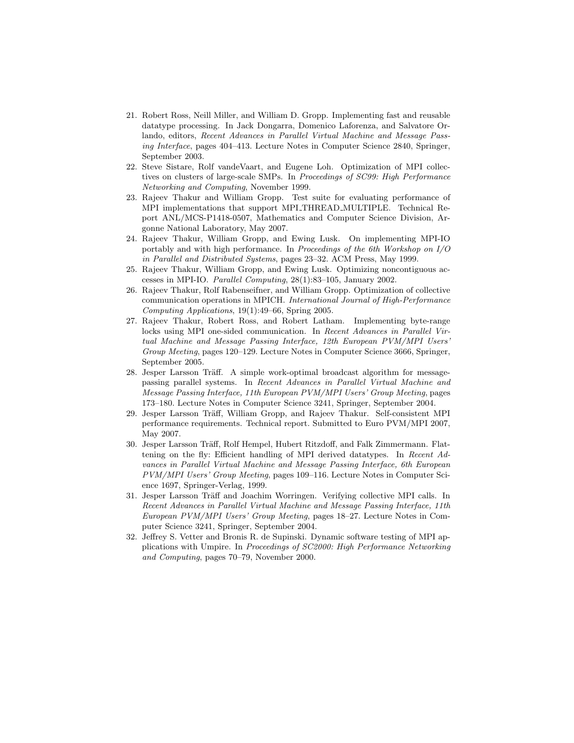21. Robert Ross, Neill Miller, and William D. Gropp. Implementing fast and reusable datatype processing. In Jack Dongarra, Domenico Laforenza, and Salvatore Orlando, editors, *Recent Advances in Parallel Virtual Machine and Message Passing Interface*, pages 404–413. Lecture Notes in Computer Science 2840, Springer, September 2003.
22. Steve Sistare, Rolf vandeVaart, and Eugene Loh. Optimization of MPI collectives on clusters of large-scale SMPs. In *Proceedings of SC99: High Performance Networking and Computing*, November 1999.
23. Rajeev Thakur and William Gropp. Test suite for evaluating performance of MPI implementations that support MPI_THREAD_MULTIPLE. Technical Report ANL/MCS-P1418-0507, Mathematics and Computer Science Division, Argonne National Laboratory, May 2007.
24. Rajeev Thakur, William Gropp, and Ewing Lusk. On implementing MPI-IO portably and with high performance. In *Proceedings of the 6th Workshop on I/O in Parallel and Distributed Systems*, pages 23–32. ACM Press, May 1999.
25. Rajeev Thakur, William Gropp, and Ewing Lusk. Optimizing noncontiguous accesses in MPI-IO. *Parallel Computing*, 28(1):83–105, January 2002.
26. Rajeev Thakur, Rolf Rabenseifner, and William Gropp. Optimization of collective communication operations in MPICH. *International Journal of High-Performance Computing Applications*, 19(1):49–66, Spring 2005.
27. Rajeev Thakur, Robert Ross, and Robert Latham. Implementing byte-range locks using MPI one-sided communication. In *Recent Advances in Parallel Virtual Machine and Message Passing Interface, 12th European PVM/MPI Users' Group Meeting*, pages 120–129. Lecture Notes in Computer Science 3666, Springer, September 2005.
28. Jesper Larsson Träff. A simple work-optimal broadcast algorithm for message-passing parallel systems. In *Recent Advances in Parallel Virtual Machine and Message Passing Interface, 11th European PVM/MPI Users' Group Meeting*, pages 173–180. Lecture Notes in Computer Science 3241, Springer, September 2004.
29. Jesper Larsson Träff, William Gropp, and Rajeev Thakur. Self-consistent MPI performance requirements. Technical report. Submitted to Euro PVM/MPI 2007, May 2007.
30. Jesper Larsson Träff, Rolf Hempel, Hubert Ritzdoff, and Falk Zimmermann. Flattening on the fly: Efficient handling of MPI derived datatypes. In *Recent Advances in Parallel Virtual Machine and Message Passing Interface, 6th European PVM/MPI Users' Group Meeting*, pages 109–116. Lecture Notes in Computer Science 1697, Springer-Verlag, 1999.
31. Jesper Larsson Träff and Joachim Worringen. Verifying collective MPI calls. In *Recent Advances in Parallel Virtual Machine and Message Passing Interface, 11th European PVM/MPI Users' Group Meeting*, pages 18–27. Lecture Notes in Computer Science 3241, Springer, September 2004.
32. Jeffrey S. Vetter and Bronis R. de Supinski. Dynamic software testing of MPI applications with Umpire. In *Proceedings of SC2000: High Performance Networking and Computing*, pages 70–79, November 2000.